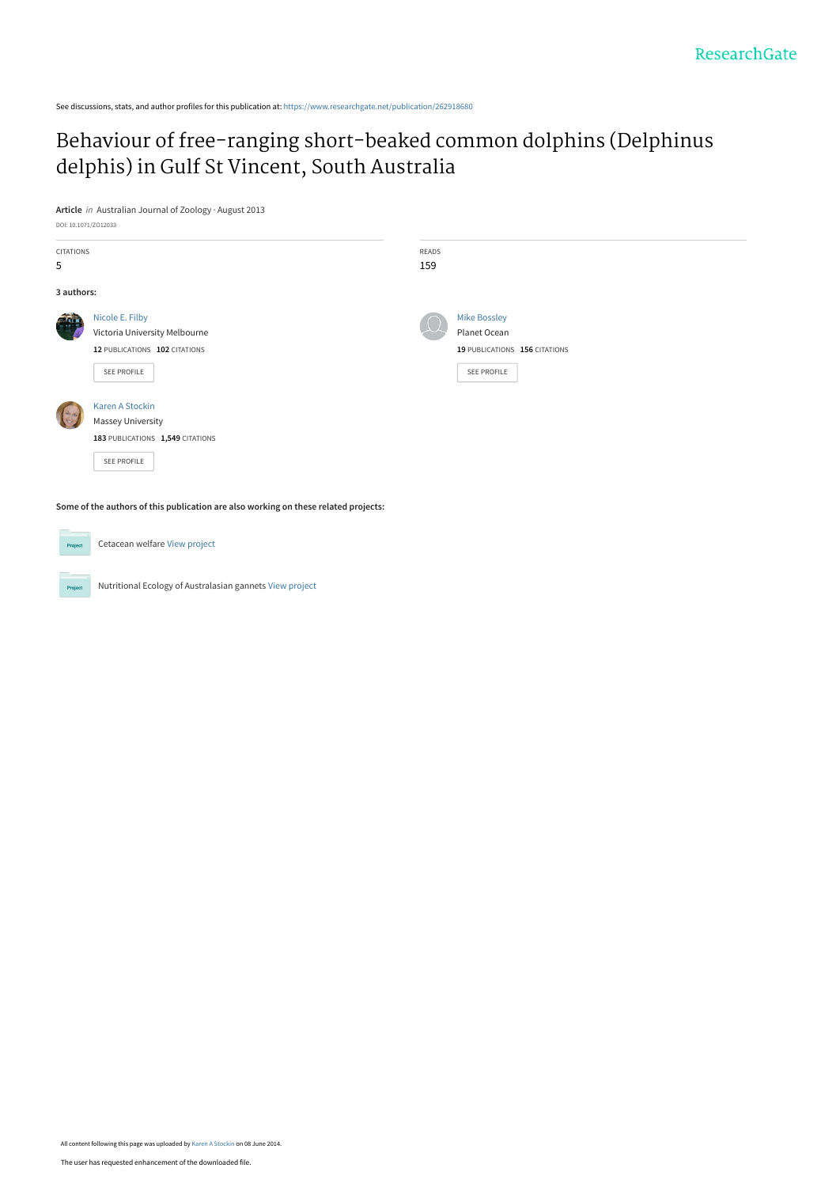See discussions, stats, and author profiles for this publication at: https://www.researchgate.net/publication/262918680

# Behaviour of free-ranging short-beaked common dolphins (Delphinus delphis) in Gulf St Vincent, South Australia

**Article** *in* Australian Journal of Zoology · August 2013

DOI: 10.1071/ZO12033

CITATIONS
5

READS
159

**3 authors:**

Nicole E. Filby
Victoria University Melbourne
**12** PUBLICATIONS **102** CITATIONS

SEE PROFILE

Mike Bossley
Planet Ocean
**19** PUBLICATIONS **156** CITATIONS

SEE PROFILE

Karen A Stockin
Massey University
**183** PUBLICATIONS **1,549** CITATIONS

SEE PROFILE

**Some of the authors of this publication are also working on these related projects:**

Cetacean welfare View project

Nutritional Ecology of Australasian gannets View project

All content following this page was uploaded by Karen A Stockin on 08 June 2014.

The user has requested enhancement of the downloaded file.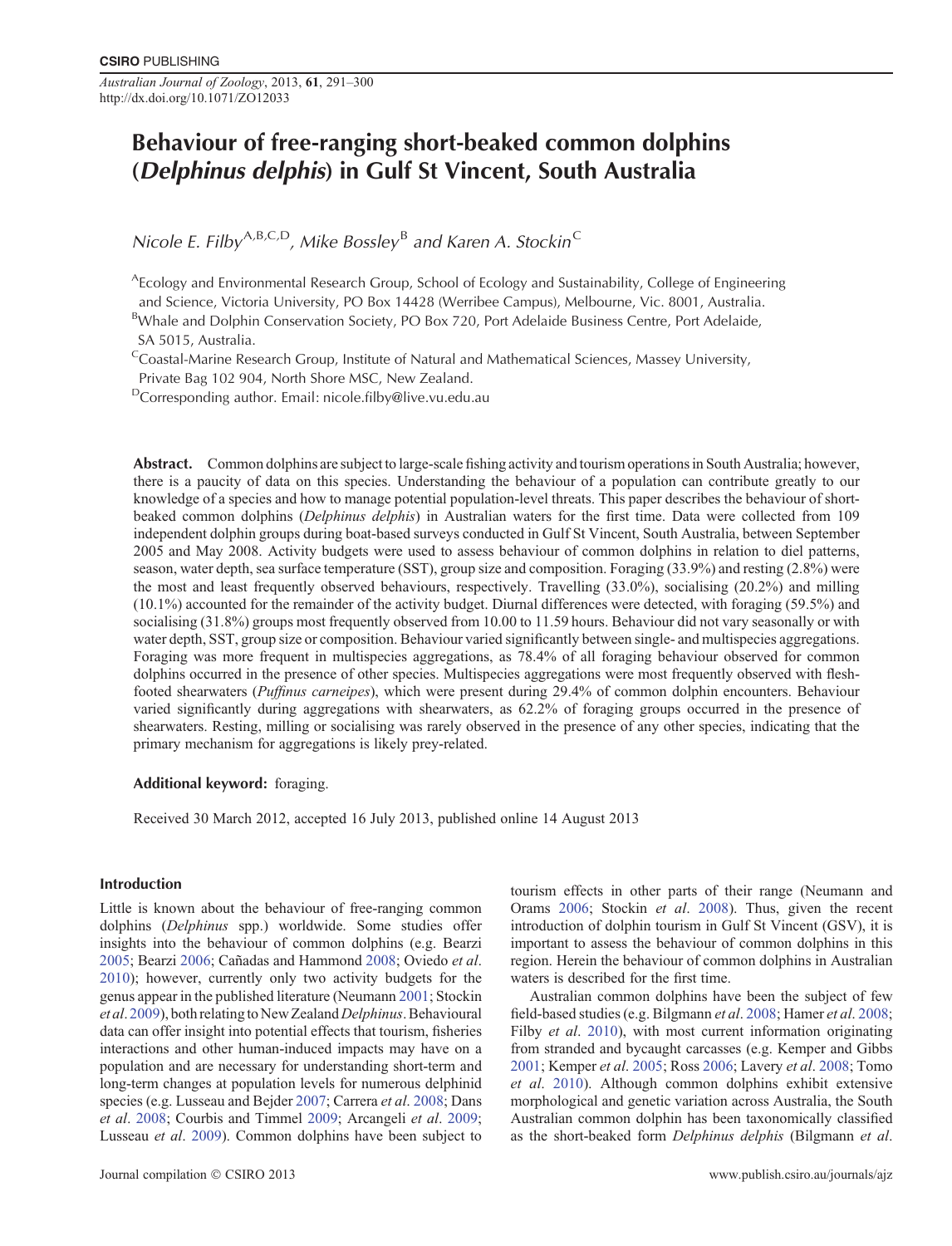# Behaviour of free-ranging short-beaked common dolphins (*Delphinus delphis*) in Gulf St Vincent, South Australia

*Nicole E. Filby*[A,B,C,D], *Mike Bossley*[B] and *Karen A. Stockin*[C]

[A]Ecology and Environmental Research Group, School of Ecology and Sustainability, College of Engineering and Science, Victoria University, PO Box 14428 (Werribee Campus), Melbourne, Vic. 8001, Australia.

[B]Whale and Dolphin Conservation Society, PO Box 720, Port Adelaide Business Centre, Port Adelaide, SA 5015, Australia.

[C]Coastal-Marine Research Group, Institute of Natural and Mathematical Sciences, Massey University, Private Bag 102 904, North Shore MSC, New Zealand.

[D]Corresponding author. Email: nicole.filby@live.vu.edu.au

**Abstract.** Common dolphins are subject to large-scale fishing activity and tourism operations in South Australia; however, there is a paucity of data on this species. Understanding the behaviour of a population can contribute greatly to our knowledge of a species and how to manage potential population-level threats. This paper describes the behaviour of short-beaked common dolphins (*Delphinus delphis*) in Australian waters for the first time. Data were collected from 109 independent dolphin groups during boat-based surveys conducted in Gulf St Vincent, South Australia, between September 2005 and May 2008. Activity budgets were used to assess behaviour of common dolphins in relation to diel patterns, season, water depth, sea surface temperature (SST), group size and composition. Foraging (33.9%) and resting (2.8%) were the most and least frequently observed behaviours, respectively. Travelling (33.0%), socialising (20.2%) and milling (10.1%) accounted for the remainder of the activity budget. Diurnal differences were detected, with foraging (59.5%) and socialising (31.8%) groups most frequently observed from 10.00 to 11.59 hours. Behaviour did not vary seasonally or with water depth, SST, group size or composition. Behaviour varied significantly between single- and multispecies aggregations. Foraging was more frequent in multispecies aggregations, as 78.4% of all foraging behaviour observed for common dolphins occurred in the presence of other species. Multispecies aggregations were most frequently observed with flesh-footed shearwaters (*Puffinus carneipes*), which were present during 29.4% of common dolphin encounters. Behaviour varied significantly during aggregations with shearwaters, as 62.2% of foraging groups occurred in the presence of shearwaters. Resting, milling or socialising was rarely observed in the presence of any other species, indicating that the primary mechanism for aggregations is likely prey-related.

**Additional keyword:** foraging.

Received 30 March 2012, accepted 16 July 2013, published online 14 August 2013

## Introduction

Little is known about the behaviour of free-ranging common dolphins (*Delphinus* spp.) worldwide. Some studies offer insights into the behaviour of common dolphins (e.g. Bearzi 2005; Bearzi 2006; Cañadas and Hammond 2008; Oviedo *et al*. 2010); however, currently only two activity budgets for the genus appear in the published literature (Neumann 2001; Stockin *et al*. 2009), both relating to New Zealand *Delphinus*. Behavioural data can offer insight into potential effects that tourism, fisheries interactions and other human-induced impacts may have on a population and are necessary for understanding short-term and long-term changes at population levels for numerous delphinid species (e.g. Lusseau and Bejder 2007; Carrera *et al*. 2008; Dans *et al*. 2008; Courbis and Timmel 2009; Arcangeli *et al*. 2009; Lusseau *et al*. 2009). Common dolphins have been subject to tourism effects in other parts of their range (Neumann and Orams 2006; Stockin *et al*. 2008). Thus, given the recent introduction of dolphin tourism in Gulf St Vincent (GSV), it is important to assess the behaviour of common dolphins in this region. Herein the behaviour of common dolphins in Australian waters is described for the first time.

Australian common dolphins have been the subject of few field-based studies (e.g. Bilgmann *et al*. 2008; Hamer *et al*. 2008; Filby *et al*. 2010), with most current information originating from stranded and bycaught carcasses (e.g. Kemper and Gibbs 2001; Kemper *et al*. 2005; Ross 2006; Lavery *et al*. 2008; Tomo *et al*. 2010). Although common dolphins exhibit extensive morphological and genetic variation across Australia, the South Australian common dolphin has been taxonomically classified as the short-beaked form *Delphinus delphis* (Bilgmann *et al*.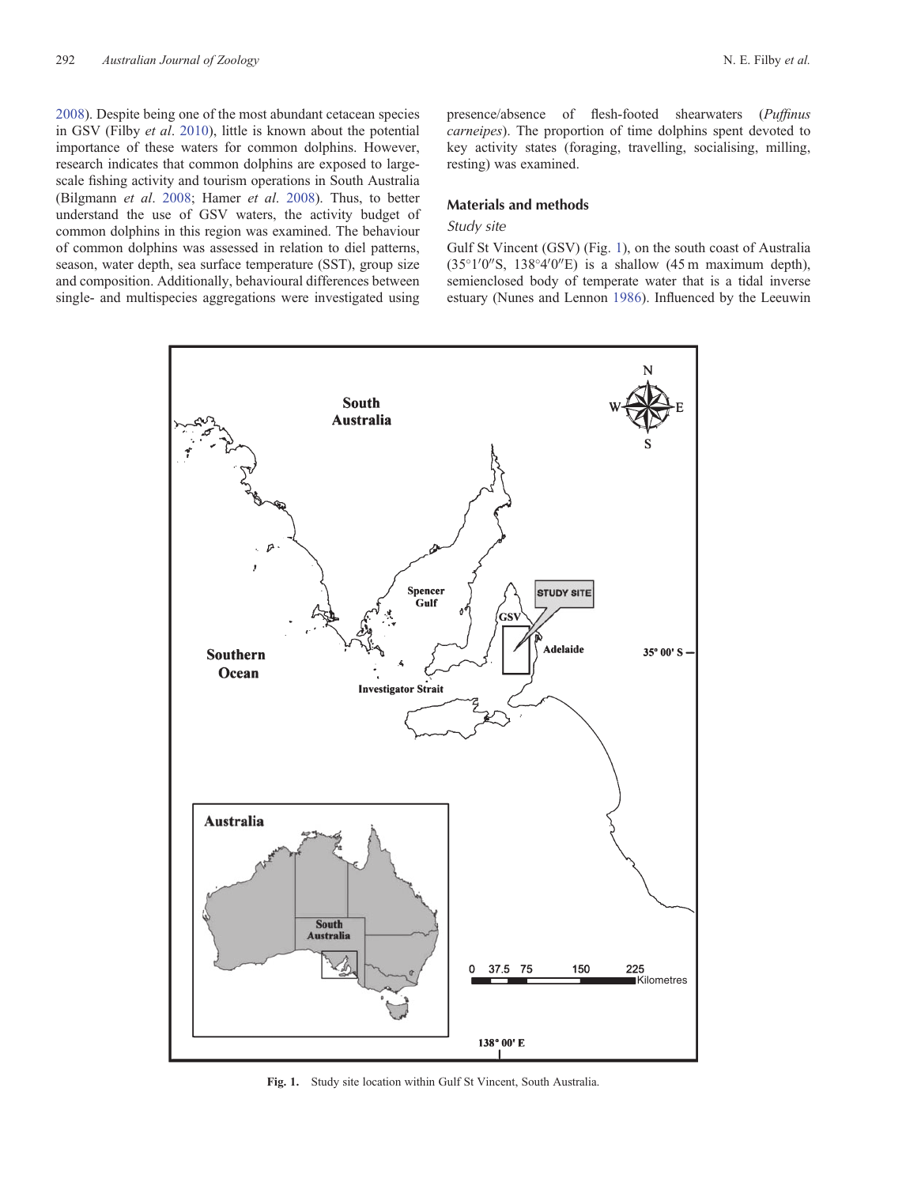2008). Despite being one of the most abundant cetacean species in GSV (Filby *et al*. 2010), little is known about the potential importance of these waters for common dolphins. However, research indicates that common dolphins are exposed to large-scale fishing activity and tourism operations in South Australia (Bilgmann *et al*. 2008; Hamer *et al*. 2008). Thus, to better understand the use of GSV waters, the activity budget of common dolphins in this region was examined. The behaviour of common dolphins was assessed in relation to diel patterns, season, water depth, sea surface temperature (SST), group size and composition. Additionally, behavioural differences between single- and multispecies aggregations were investigated using presence/absence of flesh-footed shearwaters (*Puffinus carneipes*). The proportion of time dolphins spent devoted to key activity states (foraging, travelling, socialising, milling, resting) was examined.

## Materials and methods

### Study site

Gulf St Vincent (GSV) (Fig. 1), on the south coast of Australia (35°1′0″S, 138°4′0″E) is a shallow (45 m maximum depth), semienclosed body of temperate water that is a tidal inverse estuary (Nunes and Lennon 1986). Influenced by the Leeuwin

**Fig. 1.** Study site location within Gulf St Vincent, South Australia.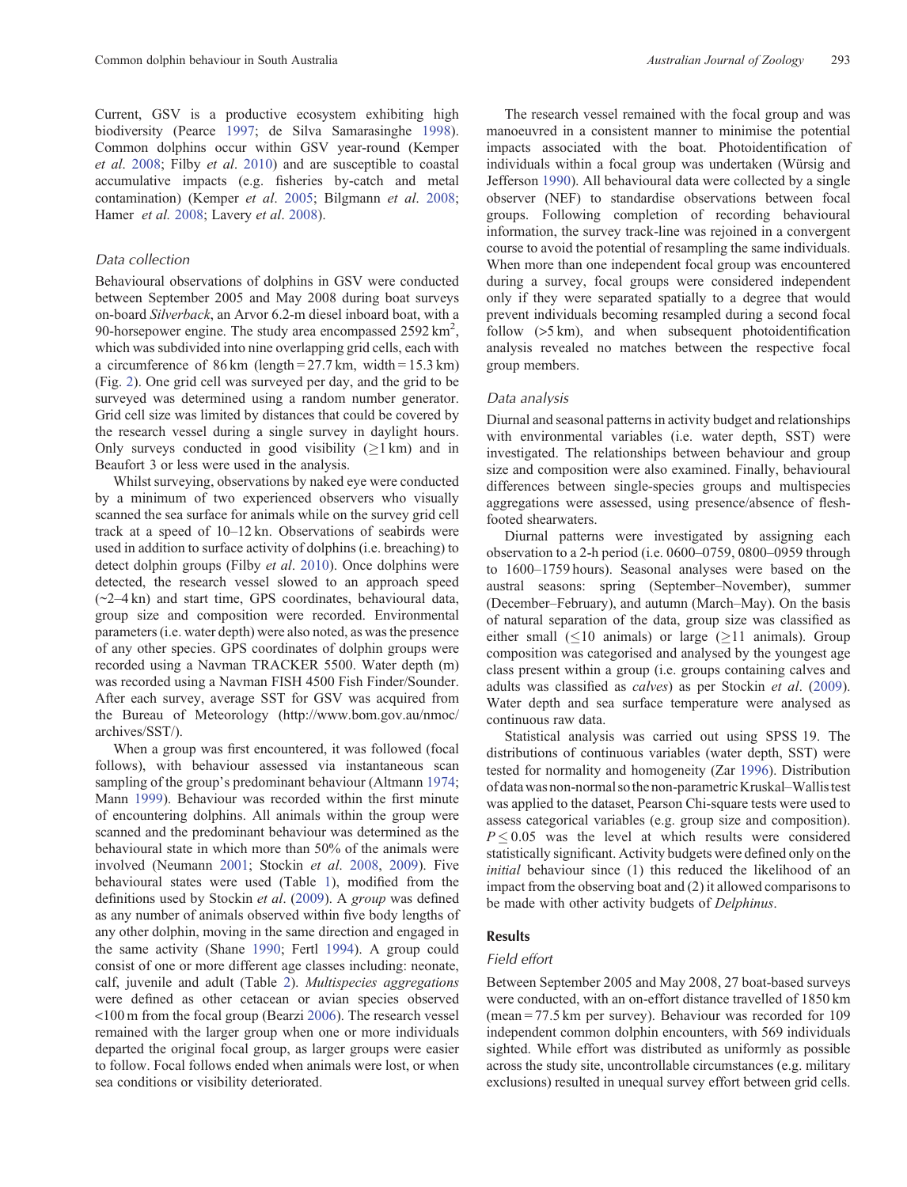Current, GSV is a productive ecosystem exhibiting high biodiversity (Pearce 1997; de Silva Samarasinghe 1998). Common dolphins occur within GSV year-round (Kemper *et al*. 2008; Filby *et al*. 2010) and are susceptible to coastal accumulative impacts (e.g. fisheries by-catch and metal contamination) (Kemper *et al*. 2005; Bilgmann *et al*. 2008; Hamer *et al.* 2008; Lavery *et al*. 2008).

### Data collection

Behavioural observations of dolphins in GSV were conducted between September 2005 and May 2008 during boat surveys on-board *Silverback*, an Arvor 6.2-m diesel inboard boat, with a 90-horsepower engine. The study area encompassed 2592 $km^2$, which was subdivided into nine overlapping grid cells, each with a circumference of 86 km (length = 27.7 km, width = 15.3 km) (Fig. 2). One grid cell was surveyed per day, and the grid to be surveyed was determined using a random number generator. Grid cell size was limited by distances that could be covered by the research vessel during a single survey in daylight hours. Only surveys conducted in good visibility ($\geq$1 km) and in Beaufort 3 or less were used in the analysis.

Whilst surveying, observations by naked eye were conducted by a minimum of two experienced observers who visually scanned the sea surface for animals while on the survey grid cell track at a speed of 10–12 kn. Observations of seabirds were used in addition to surface activity of dolphins (i.e. breaching) to detect dolphin groups (Filby *et al*. 2010). Once dolphins were detected, the research vessel slowed to an approach speed (~2–4 kn) and start time, GPS coordinates, behavioural data, group size and composition were recorded. Environmental parameters (i.e. water depth) were also noted, as was the presence of any other species. GPS coordinates of dolphin groups were recorded using a Navman TRACKER 5500. Water depth (m) was recorded using a Navman FISH 4500 Fish Finder/Sounder. After each survey, average SST for GSV was acquired from the Bureau of Meteorology (http://www.bom.gov.au/nmoc/archives/SST/).

When a group was first encountered, it was followed (focal follows), with behaviour assessed via instantaneous scan sampling of the group's predominant behaviour (Altmann 1974; Mann 1999). Behaviour was recorded within the first minute of encountering dolphins. All animals within the group were scanned and the predominant behaviour was determined as the behavioural state in which more than 50% of the animals were involved (Neumann 2001; Stockin *et al*. 2008, 2009). Five behavioural states were used (Table 1), modified from the definitions used by Stockin *et al*. (2009). A *group* was defined as any number of animals observed within five body lengths of any other dolphin, moving in the same direction and engaged in the same activity (Shane 1990; Fertl 1994). A group could consist of one or more different age classes including: neonate, calf, juvenile and adult (Table 2). *Multispecies aggregations* were defined as other cetacean or avian species observed <100 m from the focal group (Bearzi 2006). The research vessel remained with the larger group when one or more individuals departed the original focal group, as larger groups were easier to follow. Focal follows ended when animals were lost, or when sea conditions or visibility deteriorated.

The research vessel remained with the focal group and was manoeuvred in a consistent manner to minimise the potential impacts associated with the boat. Photoidentification of individuals within a focal group was undertaken (Würsig and Jefferson 1990). All behavioural data were collected by a single observer (NEF) to standardise observations between focal groups. Following completion of recording behavioural information, the survey track-line was rejoined in a convergent course to avoid the potential of resampling the same individuals. When more than one independent focal group was encountered during a survey, focal groups were considered independent only if they were separated spatially to a degree that would prevent individuals becoming resampled during a second focal follow (>5 km), and when subsequent photoidentification analysis revealed no matches between the respective focal group members.

### Data analysis

Diurnal and seasonal patterns in activity budget and relationships with environmental variables (i.e. water depth, SST) were investigated. The relationships between behaviour and group size and composition were also examined. Finally, behavioural differences between single-species groups and multispecies aggregations were assessed, using presence/absence of flesh-footed shearwaters.

Diurnal patterns were investigated by assigning each observation to a 2-h period (i.e. 0600–0759, 0800–0959 through to 1600–1759 hours). Seasonal analyses were based on the austral seasons: spring (September–November), summer (December–February), and autumn (March–May). On the basis of natural separation of the data, group size was classified as either small ($\leq$10 animals) or large ($\geq$11 animals). Group composition was categorised and analysed by the youngest age class present within a group (i.e. groups containing calves and adults was classified as *calves*) as per Stockin *et al*. (2009). Water depth and sea surface temperature were analysed as continuous raw data.

Statistical analysis was carried out using SPSS 19. The distributions of continuous variables (water depth, SST) were tested for normality and homogeneity (Zar 1996). Distribution of data was non-normal so the non-parametric Kruskal–Wallis test was applied to the dataset, Pearson Chi-square tests were used to assess categorical variables (e.g. group size and composition). $P \leq 0.05$ was the level at which results were considered statistically significant. Activity budgets were defined only on the *initial* behaviour since (1) this reduced the likelihood of an impact from the observing boat and (2) it allowed comparisons to be made with other activity budgets of *Delphinus*.

## Results

### Field effort

Between September 2005 and May 2008, 27 boat-based surveys were conducted, with an on-effort distance travelled of 1850 km (mean = 77.5 km per survey). Behaviour was recorded for 109 independent common dolphin encounters, with 569 individuals sighted. While effort was distributed as uniformly as possible across the study site, uncontrollable circumstances (e.g. military exclusions) resulted in unequal survey effort between grid cells.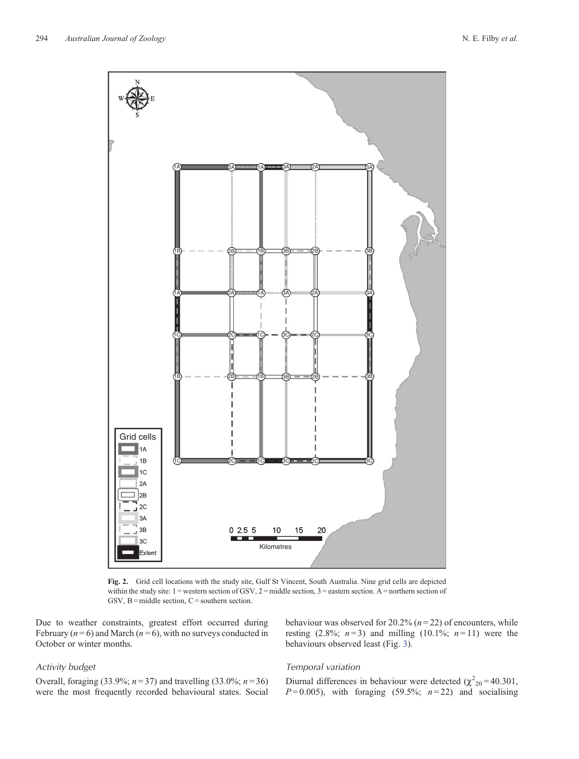Fig. 2. Grid cell locations with the study site, Gulf St Vincent, South Australia. Nine grid cells are depicted within the study site: 1 = western section of GSV, 2 = middle section, 3 = eastern section. A = northern section of GSV, B = middle section, C = southern section.

Due to weather constraints, greatest effort occurred during February ($n = 6$) and March ($n = 6$), with no surveys conducted in October or winter months.

### Activity budget

Overall, foraging (33.9%; $n = 37$) and travelling (33.0%; $n = 36$) were the most frequently recorded behavioural states. Social behaviour was observed for 20.2% ($n = 22$) of encounters, while resting (2.8%; $n = 3$) and milling (10.1%; $n = 11$) were the behaviours observed least (Fig. 3).

### Temporal variation

Diurnal differences in behaviour were detected ($\chi^2_{20} = 40.301$, $P = 0.005$), with foraging (59.5%; $n = 22$) and socialising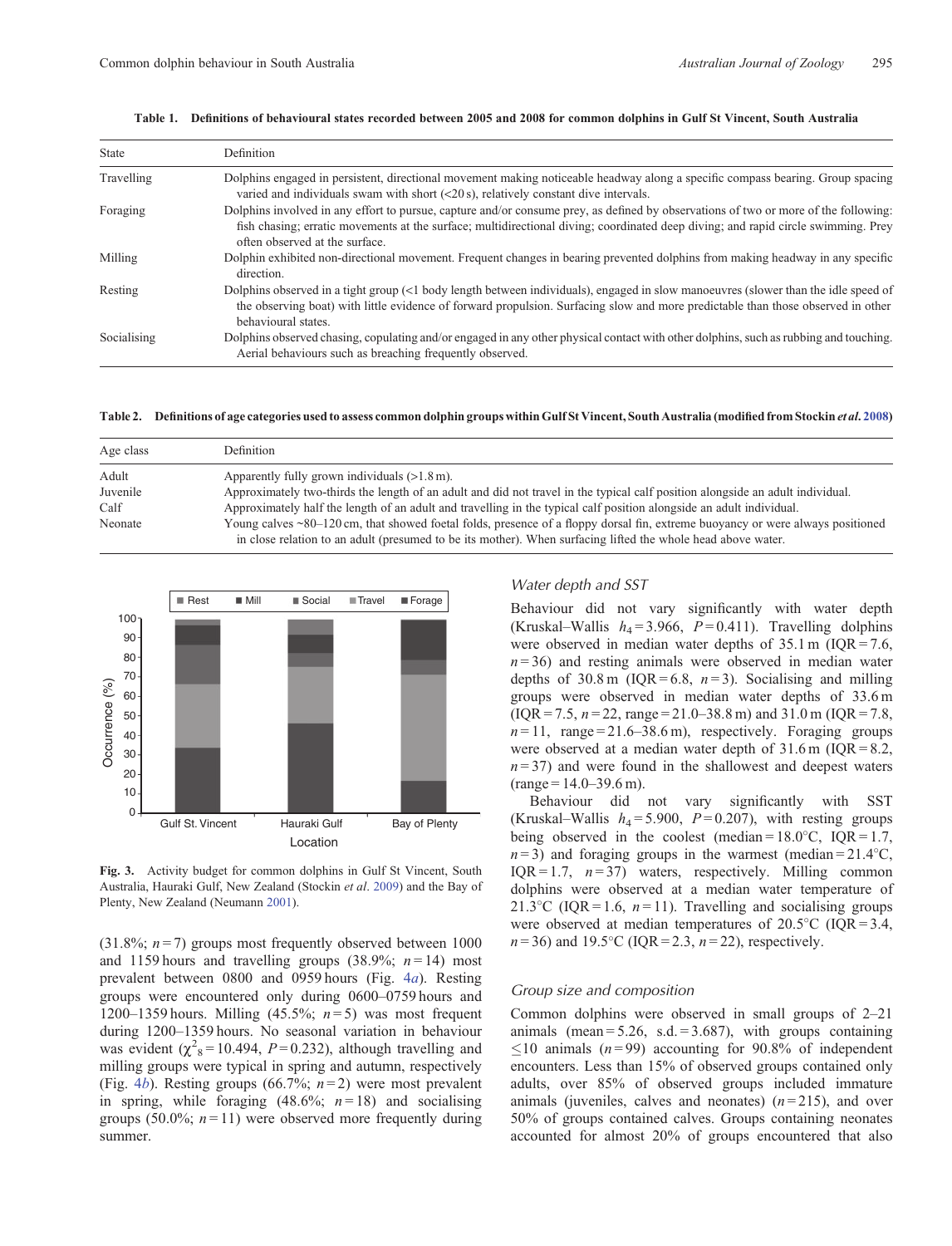**Table 1. Definitions of behavioural states recorded between 2005 and 2008 for common dolphins in Gulf St Vincent, South Australia**

| State | Definition |
|---|---|
| Travelling | Dolphins engaged in persistent, directional movement making noticeable headway along a specific compass bearing. Group spacing varied and individuals swam with short (<20 s), relatively constant dive intervals. |
| Foraging | Dolphins involved in any effort to pursue, capture and/or consume prey, as defined by observations of two or more of the following: fish chasing; erratic movements at the surface; multidirectional diving; coordinated deep diving; and rapid circle swimming. Prey often observed at the surface. |
| Milling | Dolphin exhibited non-directional movement. Frequent changes in bearing prevented dolphins from making headway in any specific direction. |
| Resting | Dolphins observed in a tight group (<1 body length between individuals), engaged in slow manoeuvres (slower than the idle speed of the observing boat) with little evidence of forward propulsion. Surfacing slow and more predictable than those observed in other behavioural states. |
| Socialising | Dolphins observed chasing, copulating and/or engaged in any other physical contact with other dolphins, such as rubbing and touching. Aerial behaviours such as breaching frequently observed. |

**Table 2. Definitions of age categories used to assess common dolphin groups within Gulf St Vincent, South Australia (modified from Stockin *et al.* 2008)**

| Age class | Definition |
|---|---|
| Adult | Apparently fully grown individuals (>1.8 m). |
| Juvenile | Approximately two-thirds the length of an adult and did not travel in the typical calf position alongside an adult individual. |
| Calf | Approximately half the length of an adult and travelling in the typical calf position alongside an adult individual. |
| Neonate | Young calves ~80–120 cm, that showed foetal folds, presence of a floppy dorsal fin, extreme buoyancy or were always positioned in close relation to an adult (presumed to be its mother). When surfacing lifted the whole head above water. |

**Fig. 3.** Activity budget for common dolphins in Gulf St Vincent, South Australia, Hauraki Gulf, New Zealand (Stockin *et al.* 2009) and the Bay of Plenty, New Zealand (Neumann 2001).

(31.8%; $n = 7$) groups most frequently observed between 1000 and 1159 hours and travelling groups (38.9%; $n = 14$) most prevalent between 0800 and 0959 hours (Fig. 4*a*). Resting groups were encountered only during 0600–0759 hours and 1200–1359 hours. Milling (45.5%; $n = 5$) was most frequent during 1200–1359 hours. No seasonal variation in behaviour was evident ($\chi^2_8 = 10.494$, $P = 0.232$), although travelling and milling groups were typical in spring and autumn, respectively (Fig. 4*b*). Resting groups (66.7%; $n = 2$) were most prevalent in spring, while foraging (48.6%; $n = 18$) and socialising groups (50.0%; $n = 11$) were observed more frequently during summer.

### *Water depth and SST*

Behaviour did not vary significantly with water depth (Kruskal–Wallis $h_4 = 3.966$, $P = 0.411$). Travelling dolphins were observed in median water depths of 35.1 m (IQR = 7.6, $n = 36$) and resting animals were observed in median water depths of 30.8 m (IQR = 6.8, $n = 3$). Socialising and milling groups were observed in median water depths of 33.6 m (IQR = 7.5, $n = 22$, range = 21.0–38.8 m) and 31.0 m (IQR = 7.8, $n = 11$, range = 21.6–38.6 m), respectively. Foraging groups were observed at a median water depth of 31.6 m (IQR = 8.2, $n = 37$) and were found in the shallowest and deepest waters (range = 14.0–39.6 m).

Behaviour did not vary significantly with SST (Kruskal–Wallis $h_4 = 5.900$, $P = 0.207$), with resting groups being observed in the coolest (median = 18.0°C, IQR = 1.7, $n = 3$) and foraging groups in the warmest (median = 21.4°C, IQR = 1.7, $n = 37$) waters, respectively. Milling common dolphins were observed at a median water temperature of 21.3°C (IQR = 1.6, $n = 11$). Travelling and socialising groups were observed at median temperatures of 20.5°C (IQR = 3.4, $n = 36$) and 19.5°C (IQR = 2.3, $n = 22$), respectively.

### *Group size and composition*

Common dolphins were observed in small groups of 2–21 animals (mean = 5.26, s.d. = 3.687), with groups containing ≤10 animals ($n = 99$) accounting for 90.8% of independent encounters. Less than 15% of observed groups contained only adults, over 85% of observed groups included immature animals (juveniles, calves and neonates) ($n = 215$), and over 50% of groups contained calves. Groups containing neonates accounted for almost 20% of groups encountered that also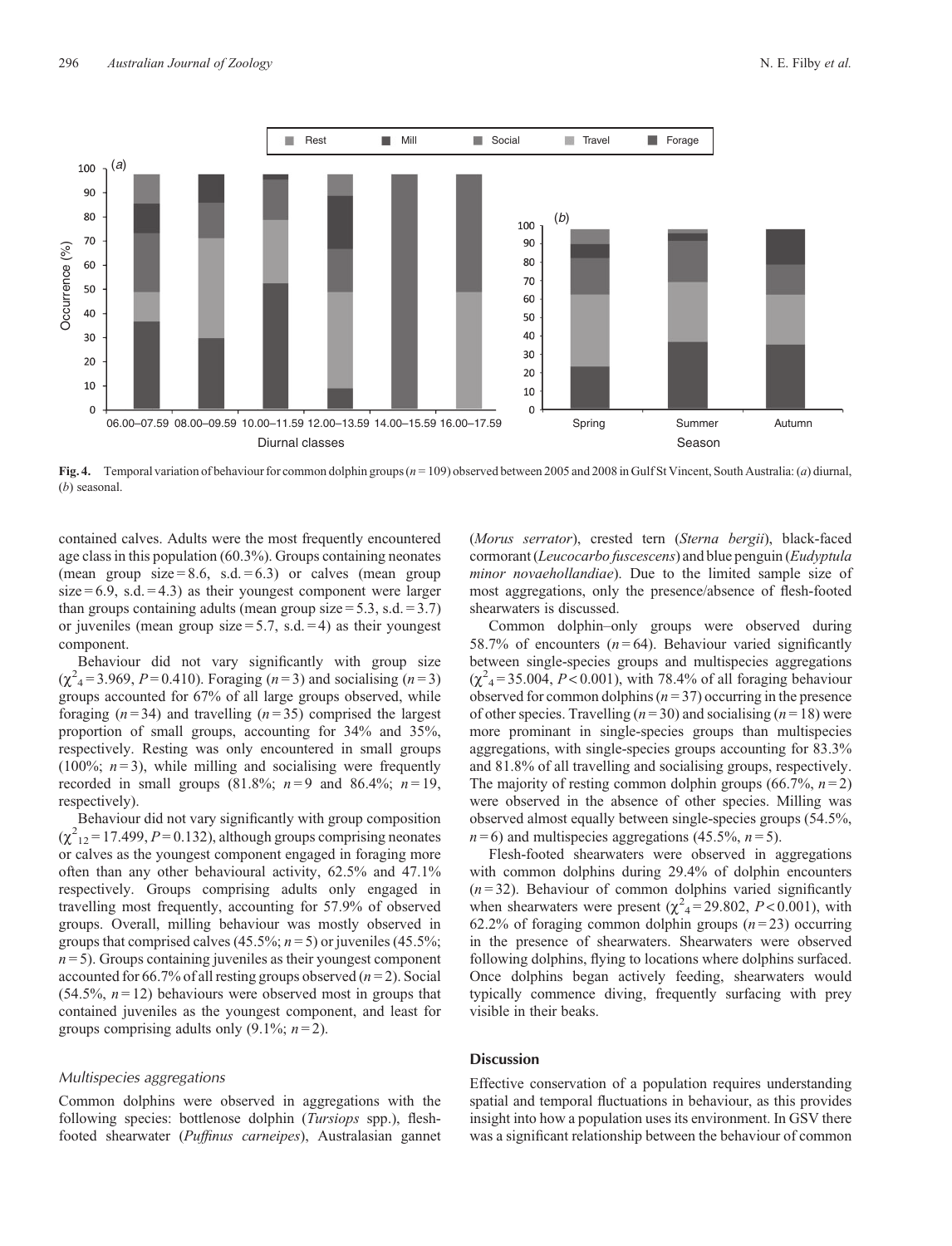**Fig. 4.** Temporal variation of behaviour for common dolphin groups ($n = 109$) observed between 2005 and 2008 in Gulf St Vincent, South Australia: (*a*) diurnal, (*b*) seasonal.

contained calves. Adults were the most frequently encountered age class in this population (60.3%). Groups containing neonates (mean group size = 8.6, s.d. = 6.3) or calves (mean group size = 6.9, s.d. = 4.3) as their youngest component were larger than groups containing adults (mean group size = 5.3, s.d. = 3.7) or juveniles (mean group size = 5.7, s.d. = 4) as their youngest component.

Behaviour did not vary significantly with group size ($\chi^2_4 = 3.969$, $P = 0.410$). Foraging ($n = 3$) and socialising ($n = 3$) groups accounted for 67% of all large groups observed, while foraging ($n = 34$) and travelling ($n = 35$) comprised the largest proportion of small groups, accounting for 34% and 35%, respectively. Resting was only encountered in small groups (100%; $n = 3$), while milling and socialising were frequently recorded in small groups (81.8%; $n = 9$ and 86.4%; $n = 19$, respectively).

Behaviour did not vary significantly with group composition ($\chi^2_{12} = 17.499$, $P = 0.132$), although groups comprising neonates or calves as the youngest component engaged in foraging more often than any other behavioural activity, 62.5% and 47.1% respectively. Groups comprising adults only engaged in travelling most frequently, accounting for 57.9% of observed groups. Overall, milling behaviour was mostly observed in groups that comprised calves (45.5%; $n = 5$) or juveniles (45.5%; $n = 5$). Groups containing juveniles as their youngest component accounted for 66.7% of all resting groups observed ($n = 2$). Social (54.5%, $n = 12$) behaviours were observed most in groups that contained juveniles as the youngest component, and least for groups comprising adults only (9.1%; $n = 2$).

### *Multispecies aggregations*

Common dolphins were observed in aggregations with the following species: bottlenose dolphin (*Tursiops* spp.), flesh-footed shearwater (*Puffinus carneipes*), Australasian gannet (*Morus serrator*), crested tern (*Sterna bergii*), black-faced cormorant (*Leucocarbo fuscescens*) and blue penguin (*Eudyptula minor novaehollandiae*). Due to the limited sample size of most aggregations, only the presence/absence of flesh-footed shearwaters is discussed.

Common dolphin–only groups were observed during 58.7% of encounters ($n = 64$). Behaviour varied significantly between single-species groups and multispecies aggregations ($\chi^2_4 = 35.004$, $P < 0.001$), with 78.4% of all foraging behaviour observed for common dolphins ($n = 37$) occurring in the presence of other species. Travelling ($n = 30$) and socialising ($n = 18$) were more prominant in single-species groups than multispecies aggregations, with single-species groups accounting for 83.3% and 81.8% of all travelling and socialising groups, respectively. The majority of resting common dolphin groups (66.7%, $n = 2$) were observed in the absence of other species. Milling was observed almost equally between single-species groups (54.5%, $n = 6$) and multispecies aggregations (45.5%, $n = 5$).

Flesh-footed shearwaters were observed in aggregations with common dolphins during 29.4% of dolphin encounters ($n = 32$). Behaviour of common dolphins varied significantly when shearwaters were present ($\chi^2_4 = 29.802$, $P < 0.001$), with 62.2% of foraging common dolphin groups ($n = 23$) occurring in the presence of shearwaters. Shearwaters were observed following dolphins, flying to locations where dolphins surfaced. Once dolphins began actively feeding, shearwaters would typically commence diving, frequently surfacing with prey visible in their beaks.

## Discussion

Effective conservation of a population requires understanding spatial and temporal fluctuations in behaviour, as this provides insight into how a population uses its environment. In GSV there was a significant relationship between the behaviour of common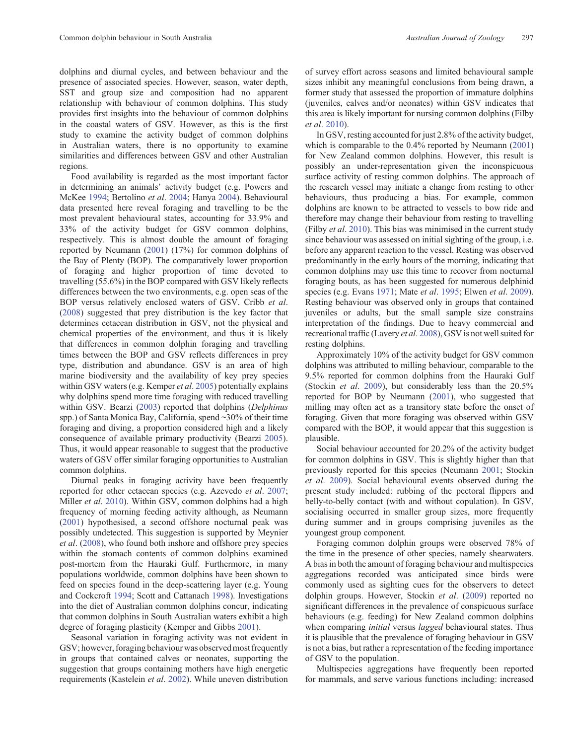dolphins and diurnal cycles, and between behaviour and the presence of associated species. However, season, water depth, SST and group size and composition had no apparent relationship with behaviour of common dolphins. This study provides first insights into the behaviour of common dolphins in the coastal waters of GSV. However, as this is the first study to examine the activity budget of common dolphins in Australian waters, there is no opportunity to examine similarities and differences between GSV and other Australian regions.

Food availability is regarded as the most important factor in determining an animals' activity budget (e.g. Powers and McKee 1994; Bertolino *et al*. 2004; Hanya 2004). Behavioural data presented here reveal foraging and travelling to be the most prevalent behavioural states, accounting for 33.9% and 33% of the activity budget for GSV common dolphins, respectively. This is almost double the amount of foraging reported by Neumann (2001) (17%) for common dolphins of the Bay of Plenty (BOP). The comparatively lower proportion of foraging and higher proportion of time devoted to travelling (55.6%) in the BOP compared with GSV likely reflects differences between the two environments, e.g. open seas of the BOP versus relatively enclosed waters of GSV. Cribb *et al*. (2008) suggested that prey distribution is the key factor that determines cetacean distribution in GSV, not the physical and chemical properties of the environment, and thus it is likely that differences in common dolphin foraging and travelling times between the BOP and GSV reflects differences in prey type, distribution and abundance. GSV is an area of high marine biodiversity and the availability of key prey species within GSV waters (e.g. Kemper *et al*. 2005) potentially explains why dolphins spend more time foraging with reduced travelling within GSV. Bearzi (2003) reported that dolphins (*Delphinus* spp.) of Santa Monica Bay, California, spend ~30% of their time foraging and diving, a proportion considered high and a likely consequence of available primary productivity (Bearzi 2005). Thus, it would appear reasonable to suggest that the productive waters of GSV offer similar foraging opportunities to Australian common dolphins.

Diurnal peaks in foraging activity have been frequently reported for other cetacean species (e.g. Azevedo *et al*. 2007; Miller *et al*. 2010). Within GSV, common dolphins had a high frequency of morning feeding activity although, as Neumann (2001) hypothesised, a second offshore nocturnal peak was possibly undetected. This suggestion is supported by Meynier *et al*. (2008), who found both inshore and offshore prey species within the stomach contents of common dolphins examined post-mortem from the Hauraki Gulf. Furthermore, in many populations worldwide, common dolphins have been shown to feed on species found in the deep-scattering layer (e.g. Young and Cockcroft 1994; Scott and Cattanach 1998). Investigations into the diet of Australian common dolphins concur, indicating that common dolphins in South Australian waters exhibit a high degree of foraging plasticity (Kemper and Gibbs 2001).

Seasonal variation in foraging activity was not evident in GSV; however, foraging behaviour was observed most frequently in groups that contained calves or neonates, supporting the suggestion that groups containing mothers have high energetic requirements (Kastelein *et al*. 2002). While uneven distribution of survey effort across seasons and limited behavioural sample sizes inhibit any meaningful conclusions from being drawn, a former study that assessed the proportion of immature dolphins (juveniles, calves and/or neonates) within GSV indicates that this area is likely important for nursing common dolphins (Filby *et al*. 2010).

In GSV, resting accounted for just 2.8% of the activity budget, which is comparable to the 0.4% reported by Neumann (2001) for New Zealand common dolphins. However, this result is possibly an under-representation given the inconspicuous surface activity of resting common dolphins. The approach of the research vessel may initiate a change from resting to other behaviours, thus producing a bias. For example, common dolphins are known to be attracted to vessels to bow ride and therefore may change their behaviour from resting to travelling (Filby *et al*. 2010). This bias was minimised in the current study since behaviour was assessed on initial sighting of the group, i.e. before any apparent reaction to the vessel. Resting was observed predominantly in the early hours of the morning, indicating that common dolphins may use this time to recover from nocturnal foraging bouts, as has been suggested for numerous delphinid species (e.g. Evans 1971; Mate *et al*. 1995; Elwen *et al*. 2009). Resting behaviour was observed only in groups that contained juveniles or adults, but the small sample size constrains interpretation of the findings. Due to heavy commercial and recreational traffic (Lavery *et al*. 2008), GSV is not well suited for resting dolphins.

Approximately 10% of the activity budget for GSV common dolphins was attributed to milling behaviour, comparable to the 9.5% reported for common dolphins from the Hauraki Gulf (Stockin *et al*. 2009), but considerably less than the 20.5% reported for BOP by Neumann (2001), who suggested that milling may often act as a transitory state before the onset of foraging. Given that more foraging was observed within GSV compared with the BOP, it would appear that this suggestion is plausible.

Social behaviour accounted for 20.2% of the activity budget for common dolphins in GSV. This is slightly higher than that previously reported for this species (Neumann 2001; Stockin *et al*. 2009). Social behavioural events observed during the present study included: rubbing of the pectoral flippers and belly-to-belly contact (with and without copulation). In GSV, socialising occurred in smaller group sizes, more frequently during summer and in groups comprising juveniles as the youngest group component.

Foraging common dolphin groups were observed 78% of the time in the presence of other species, namely shearwaters. A bias in both the amount of foraging behaviour and multispecies aggregations recorded was anticipated since birds were commonly used as sighting cues for the observers to detect dolphin groups. However, Stockin *et al*. (2009) reported no significant differences in the prevalence of conspicuous surface behaviours (e.g. feeding) for New Zealand common dolphins when comparing *initial* versus *lagged* behavioural states. Thus it is plausible that the prevalence of foraging behaviour in GSV is not a bias, but rather a representation of the feeding importance of GSV to the population.

Multispecies aggregations have frequently been reported for mammals, and serve various functions including: increased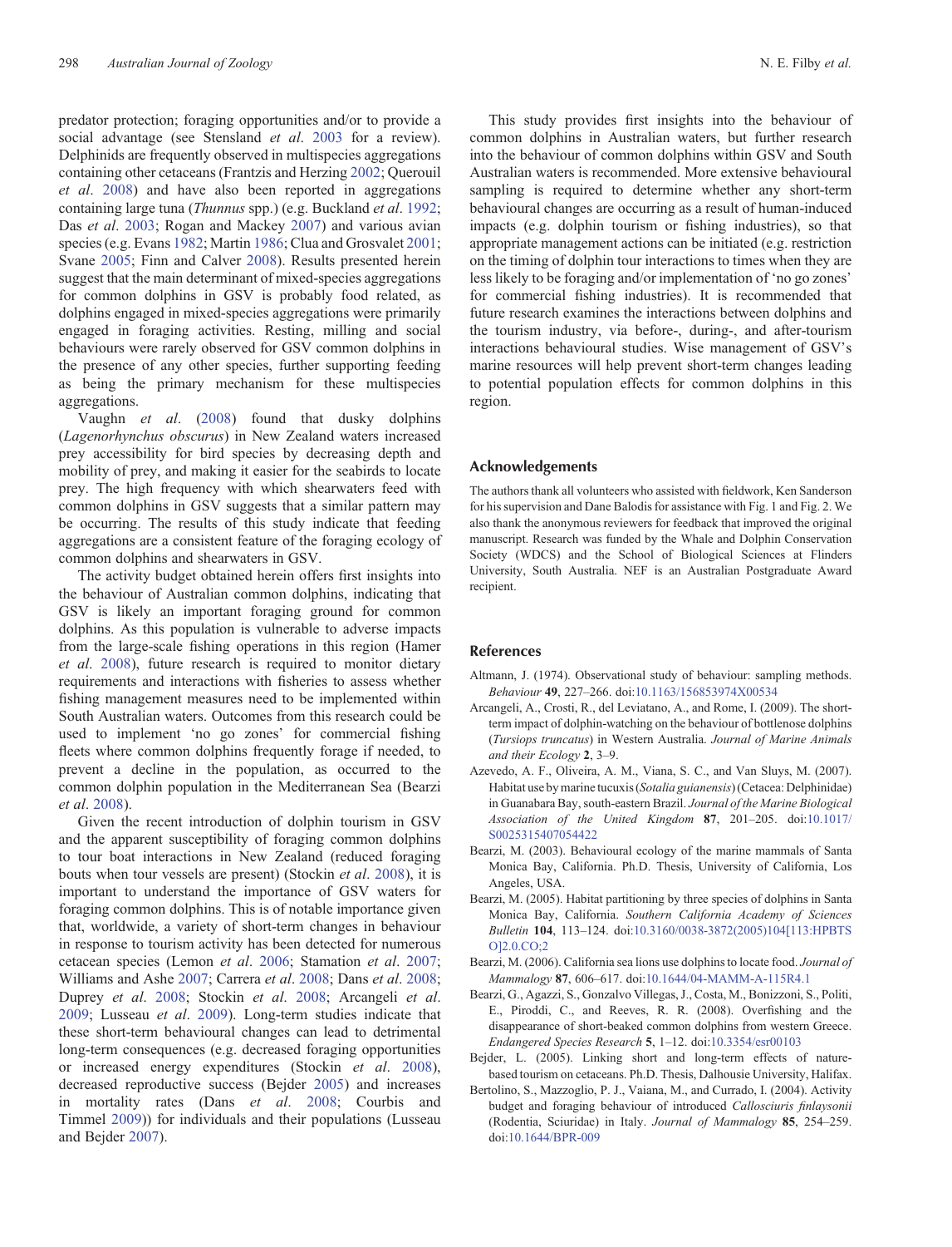predator protection; foraging opportunities and/or to provide a social advantage (see Stensland *et al*. 2003 for a review). Delphinids are frequently observed in multispecies aggregations containing other cetaceans (Frantzis and Herzing 2002; Querouil *et al*. 2008) and have also been reported in aggregations containing large tuna (*Thunnus* spp.) (e.g. Buckland *et al*. 1992; Das *et al*. 2003; Rogan and Mackey 2007) and various avian species (e.g. Evans 1982; Martin 1986; Clua and Grosvalet 2001; Svane 2005; Finn and Calver 2008). Results presented herein suggest that the main determinant of mixed-species aggregations for common dolphins in GSV is probably food related, as dolphins engaged in mixed-species aggregations were primarily engaged in foraging activities. Resting, milling and social behaviours were rarely observed for GSV common dolphins in the presence of any other species, further supporting feeding as being the primary mechanism for these multispecies aggregations.

Vaughn *et al*. (2008) found that dusky dolphins (*Lagenorhynchus obscurus*) in New Zealand waters increased prey accessibility for bird species by decreasing depth and mobility of prey, and making it easier for the seabirds to locate prey. The high frequency with which shearwaters feed with common dolphins in GSV suggests that a similar pattern may be occurring. The results of this study indicate that feeding aggregations are a consistent feature of the foraging ecology of common dolphins and shearwaters in GSV.

The activity budget obtained herein offers first insights into the behaviour of Australian common dolphins, indicating that GSV is likely an important foraging ground for common dolphins. As this population is vulnerable to adverse impacts from the large-scale fishing operations in this region (Hamer *et al*. 2008), future research is required to monitor dietary requirements and interactions with fisheries to assess whether fishing management measures need to be implemented within South Australian waters. Outcomes from this research could be used to implement 'no go zones' for commercial fishing fleets where common dolphins frequently forage if needed, to prevent a decline in the population, as occurred to the common dolphin population in the Mediterranean Sea (Bearzi *et al*. 2008).

Given the recent introduction of dolphin tourism in GSV and the apparent susceptibility of foraging common dolphins to tour boat interactions in New Zealand (reduced foraging bouts when tour vessels are present) (Stockin *et al*. 2008), it is important to understand the importance of GSV waters for foraging common dolphins. This is of notable importance given that, worldwide, a variety of short-term changes in behaviour in response to tourism activity has been detected for numerous cetacean species (Lemon *et al*. 2006; Stamation *et al*. 2007; Williams and Ashe 2007; Carrera *et al*. 2008; Dans *et al*. 2008; Duprey *et al*. 2008; Stockin *et al*. 2008; Arcangeli *et al*. 2009; Lusseau *et al*. 2009). Long-term studies indicate that these short-term behavioural changes can lead to detrimental long-term consequences (e.g. decreased foraging opportunities or increased energy expenditures (Stockin *et al*. 2008), decreased reproductive success (Bejder 2005) and increases in mortality rates (Dans *et al*. 2008; Courbis and Timmel 2009)) for individuals and their populations (Lusseau and Bejder 2007).

This study provides first insights into the behaviour of common dolphins in Australian waters, but further research into the behaviour of common dolphins within GSV and South Australian waters is recommended. More extensive behavioural sampling is required to determine whether any short-term behavioural changes are occurring as a result of human-induced impacts (e.g. dolphin tourism or fishing industries), so that appropriate management actions can be initiated (e.g. restriction on the timing of dolphin tour interactions to times when they are less likely to be foraging and/or implementation of 'no go zones' for commercial fishing industries). It is recommended that future research examines the interactions between dolphins and the tourism industry, via before-, during-, and after-tourism interactions behavioural studies. Wise management of GSV's marine resources will help prevent short-term changes leading to potential population effects for common dolphins in this region.

## Acknowledgements

The authors thank all volunteers who assisted with fieldwork, Ken Sanderson for his supervision and Dane Balodis for assistance with Fig. 1 and Fig. 2. We also thank the anonymous reviewers for feedback that improved the original manuscript. Research was funded by the Whale and Dolphin Conservation Society (WDCS) and the School of Biological Sciences at Flinders University, South Australia. NEF is an Australian Postgraduate Award recipient.

## References

Altmann, J. (1974). Observational study of behaviour: sampling methods. *Behaviour* **49**, 227–266. doi:10.1163/156853974X00534

Arcangeli, A., Crosti, R., del Leviatano, A., and Rome, I. (2009). The short-term impact of dolphin-watching on the behaviour of bottlenose dolphins (*Tursiops truncatus*) in Western Australia. *Journal of Marine Animals and their Ecology* **2**, 3–9.

Azevedo, A. F., Oliveira, A. M., Viana, S. C., and Van Sluys, M. (2007). Habitat use by marine tucuxis (*Sotalia guianensis*) (Cetacea: Delphinidae) in Guanabara Bay, south-eastern Brazil. *Journal of the Marine Biological Association of the United Kingdom* **87**, 201–205. doi:10.1017/S0025315407054422

Bearzi, M. (2003). Behavioural ecology of the marine mammals of Santa Monica Bay, California. Ph.D. Thesis, University of California, Los Angeles, USA.

Bearzi, M. (2005). Habitat partitioning by three species of dolphins in Santa Monica Bay, California. *Southern California Academy of Sciences Bulletin* **104**, 113–124. doi:10.3160/0038-3872(2005)104[113:HPBTSO]2.0.CO;2

Bearzi, M. (2006). California sea lions use dolphins to locate food. *Journal of Mammalogy* **87**, 606–617. doi:10.1644/04-MAMM-A-115R4.1

Bearzi, G., Agazzi, S., Gonzalvo Villegas, J., Costa, M., Bonizzoni, S., Politi, E., Piroddi, C., and Reeves, R. R. (2008). Overfishing and the disappearance of short-beaked common dolphins from western Greece. *Endangered Species Research* **5**, 1–12. doi:10.3354/esr00103

Bejder, L. (2005). Linking short and long-term effects of nature-based tourism on cetaceans. Ph.D. Thesis, Dalhousie University, Halifax.

Bertolino, S., Mazzoglio, P. J., Vaiana, M., and Currado, I. (2004). Activity budget and foraging behaviour of introduced *Callosciuris finlaysonii* (Rodentia, Sciuridae) in Italy. *Journal of Mammalogy* **85**, 254–259. doi:10.1644/BPR-009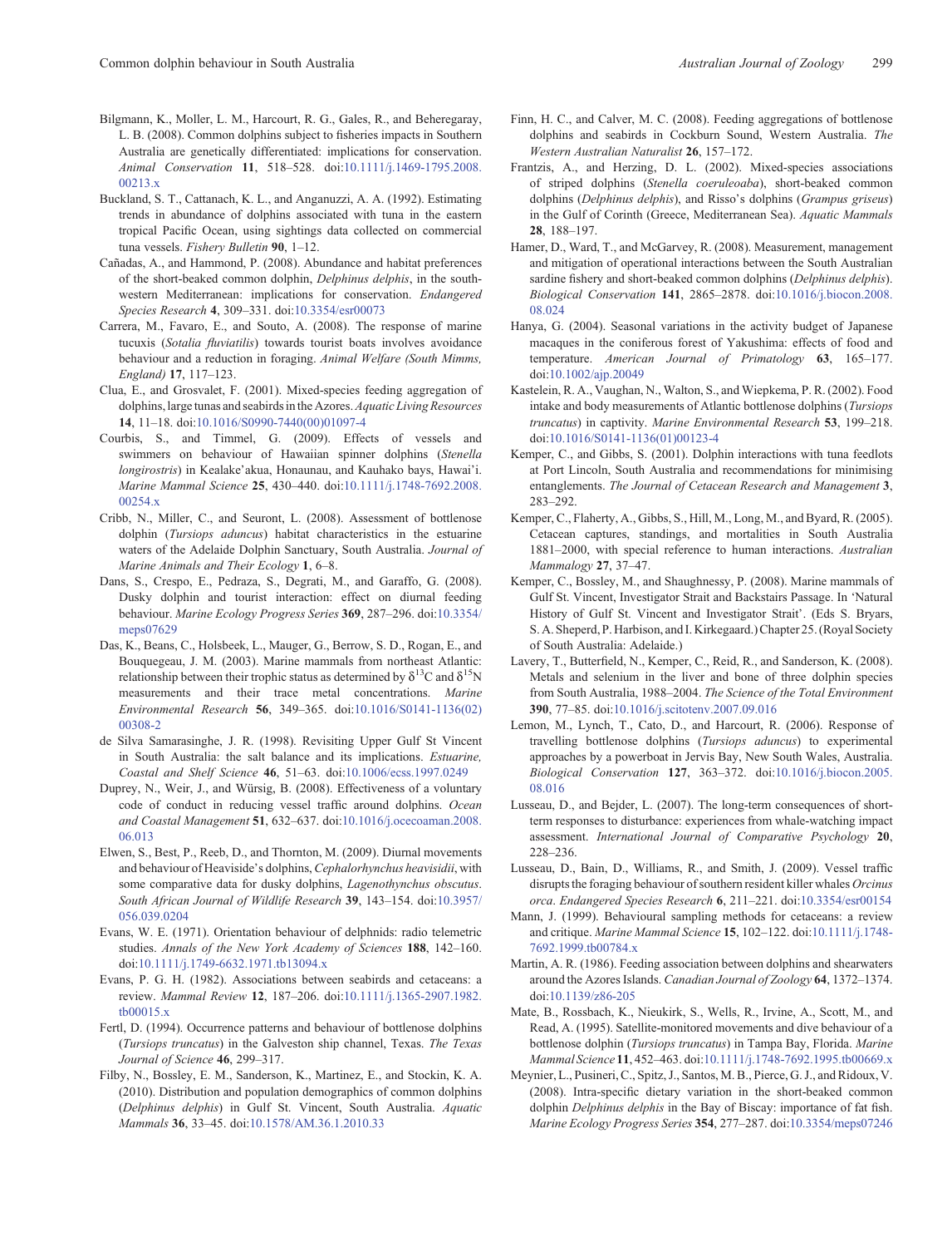Bilgmann, K., Moller, L. M., Harcourt, R. G., Gales, R., and Beheregaray, L. B. (2008). Common dolphins subject to fisheries impacts in Southern Australia are genetically differentiated: implications for conservation. *Animal Conservation* **11**, 518–528. doi:10.1111/j.1469-1795.2008.00213.x

Buckland, S. T., Cattanach, K. L., and Anganuzzi, A. A. (1992). Estimating trends in abundance of dolphins associated with tuna in the eastern tropical Pacific Ocean, using sightings data collected on commercial tuna vessels. *Fishery Bulletin* **90**, 1–12.

Cañadas, A., and Hammond, P. (2008). Abundance and habitat preferences of the short-beaked common dolphin, *Delphinus delphis*, in the south-western Mediterranean: implications for conservation. *Endangered Species Research* **4**, 309–331. doi:10.3354/esr00073

Carrera, M., Favaro, E., and Souto, A. (2008). The response of marine tucuxis (*Sotalia fluviatilis*) towards tourist boats involves avoidance behaviour and a reduction in foraging. *Animal Welfare (South Mimms, England)* **17**, 117–123.

Clua, E., and Grosvalet, F. (2001). Mixed-species feeding aggregation of dolphins, large tunas and seabirds in the Azores. *Aquatic Living Resources* **14**, 11–18. doi:10.1016/S0990-7440(00)01097-4

Courbis, S., and Timmel, G. (2009). Effects of vessels and swimmers on behaviour of Hawaiian spinner dolphins (*Stenella longirostris*) in Kealake'akua, Honaunau, and Kauhako bays, Hawai'i. *Marine Mammal Science* **25**, 430–440. doi:10.1111/j.1748-7692.2008.00254.x

Cribb, N., Miller, C., and Seuront, L. (2008). Assessment of bottlenose dolphin (*Tursiops aduncus*) habitat characteristics in the estuarine waters of the Adelaide Dolphin Sanctuary, South Australia. *Journal of Marine Animals and Their Ecology* **1**, 6–8.

Dans, S., Crespo, E., Pedraza, S., Degrati, M., and Garaffo, G. (2008). Dusky dolphin and tourist interaction: effect on diurnal feeding behaviour. *Marine Ecology Progress Series* **369**, 287–296. doi:10.3354/meps07629

Das, K., Beans, C., Holsbeek, L., Mauger, G., Berrow, S. D., Rogan, E., and Bouquegeau, J. M. (2003). Marine mammals from northeast Atlantic: relationship between their trophic status as determined by $\delta^{13}C$ and $\delta^{15}N$ measurements and their trace metal concentrations. *Marine Environmental Research* **56**, 349–365. doi:10.1016/S0141-1136(02)00308-2

de Silva Samarasinghe, J. R. (1998). Revisiting Upper Gulf St Vincent in South Australia: the salt balance and its implications. *Estuarine, Coastal and Shelf Science* **46**, 51–63. doi:10.1006/ecss.1997.0249

Duprey, N., Weir, J., and Würsig, B. (2008). Effectiveness of a voluntary code of conduct in reducing vessel traffic around dolphins. *Ocean and Coastal Management* **51**, 632–637. doi:10.1016/j.ocecoaman.2008.06.013

Elwen, S., Best, P., Reeb, D., and Thornton, M. (2009). Diurnal movements and behaviour of Heaviside's dolphins, *Cephalorhynchus heavisidii*, with some comparative data for dusky dolphins, *Lagenothynchus obscutus*. *South African Journal of Wildlife Research* **39**, 143–154. doi:10.3957/056.039.0204

Evans, W. E. (1971). Orientation behaviour of delphnids: radio telemetric studies. *Annals of the New York Academy of Sciences* **188**, 142–160. doi:10.1111/j.1749-6632.1971.tb13094.x

Evans, P. G. H. (1982). Associations between seabirds and cetaceans: a review. *Mammal Review* **12**, 187–206. doi:10.1111/j.1365-2907.1982.tb00015.x

Fertl, D. (1994). Occurrence patterns and behaviour of bottlenose dolphins (*Tursiops truncatus*) in the Galveston ship channel, Texas. *The Texas Journal of Science* **46**, 299–317.

Filby, N., Bossley, E. M., Sanderson, K., Martinez, E., and Stockin, K. A. (2010). Distribution and population demographics of common dolphins (*Delphinus delphis*) in Gulf St. Vincent, South Australia. *Aquatic Mammals* **36**, 33–45. doi:10.1578/AM.36.1.2010.33

Finn, H. C., and Calver, M. C. (2008). Feeding aggregations of bottlenose dolphins and seabirds in Cockburn Sound, Western Australia. *The Western Australian Naturalist* **26**, 157–172.

Frantzis, A., and Herzing, D. L. (2002). Mixed-species associations of striped dolphins (*Stenella coeruleoaba*), short-beaked common dolphins (*Delphinus delphis*), and Risso's dolphins (*Grampus griseus*) in the Gulf of Corinth (Greece, Mediterranean Sea). *Aquatic Mammals* **28**, 188–197.

Hamer, D., Ward, T., and McGarvey, R. (2008). Measurement, management and mitigation of operational interactions between the South Australian sardine fishery and short-beaked common dolphins (*Delphinus delphis*). *Biological Conservation* **141**, 2865–2878. doi:10.1016/j.biocon.2008.08.024

Hanya, G. (2004). Seasonal variations in the activity budget of Japanese macaques in the coniferous forest of Yakushima: effects of food and temperature. *American Journal of Primatology* **63**, 165–177. doi:10.1002/ajp.20049

Kastelein, R. A., Vaughan, N., Walton, S., and Wiepkema, P. R. (2002). Food intake and body measurements of Atlantic bottlenose dolphins (*Tursiops truncatus*) in captivity. *Marine Environmental Research* **53**, 199–218. doi:10.1016/S0141-1136(01)00123-4

Kemper, C., and Gibbs, S. (2001). Dolphin interactions with tuna feedlots at Port Lincoln, South Australia and recommendations for minimising entanglements. *The Journal of Cetacean Research and Management* **3**, 283–292.

Kemper, C., Flaherty, A., Gibbs, S., Hill, M., Long, M., and Byard, R. (2005). Cetacean captures, standings, and mortalities in South Australia 1881–2000, with special reference to human interactions. *Australian Mammalogy* **27**, 37–47.

Kemper, C., Bossley, M., and Shaughnessy, P. (2008). Marine mammals of Gulf St. Vincent, Investigator Strait and Backstairs Passage. In 'Natural History of Gulf St. Vincent and Investigator Strait'. (Eds S. Bryars, S. A. Sheperd, P. Harbison, and I. Kirkegaard.) Chapter 25. (Royal Society of South Australia: Adelaide.)

Lavery, T., Butterfield, N., Kemper, C., Reid, R., and Sanderson, K. (2008). Metals and selenium in the liver and bone of three dolphin species from South Australia, 1988–2004. *The Science of the Total Environment* **390**, 77–85. doi:10.1016/j.scitotenv.2007.09.016

Lemon, M., Lynch, T., Cato, D., and Harcourt, R. (2006). Response of travelling bottlenose dolphins (*Tursiops aduncus*) to experimental approaches by a powerboat in Jervis Bay, New South Wales, Australia. *Biological Conservation* **127**, 363–372. doi:10.1016/j.biocon.2005.08.016

Lusseau, D., and Bejder, L. (2007). The long-term consequences of short-term responses to disturbance: experiences from whale-watching impact assessment. *International Journal of Comparative Psychology* **20**, 228–236.

Lusseau, D., Bain, D., Williams, R., and Smith, J. (2009). Vessel traffic disrupts the foraging behaviour of southern resident killer whales *Orcinus orca*. *Endangered Species Research* **6**, 211–221. doi:10.3354/esr00154

Mann, J. (1999). Behavioural sampling methods for cetaceans: a review and critique. *Marine Mammal Science* **15**, 102–122. doi:10.1111/j.1748-7692.1999.tb00784.x

Martin, A. R. (1986). Feeding association between dolphins and shearwaters around the Azores Islands. *Canadian Journal of Zoology* **64**, 1372–1374. doi:10.1139/z86-205

Mate, B., Rossbach, K., Nieukirk, S., Wells, R., Irvine, A., Scott, M., and Read, A. (1995). Satellite-monitored movements and dive behaviour of a bottlenose dolphin (*Tursiops truncatus*) in Tampa Bay, Florida. *Marine Mammal Science* **11**, 452–463. doi:10.1111/j.1748-7692.1995.tb00669.x

Meynier, L., Pusineri, C., Spitz, J., Santos, M. B., Pierce, G. J., and Ridoux, V. (2008). Intra-specific dietary variation in the short-beaked common dolphin *Delphinus delphis* in the Bay of Biscay: importance of fat fish. *Marine Ecology Progress Series* **354**, 277–287. doi:10.3354/meps07246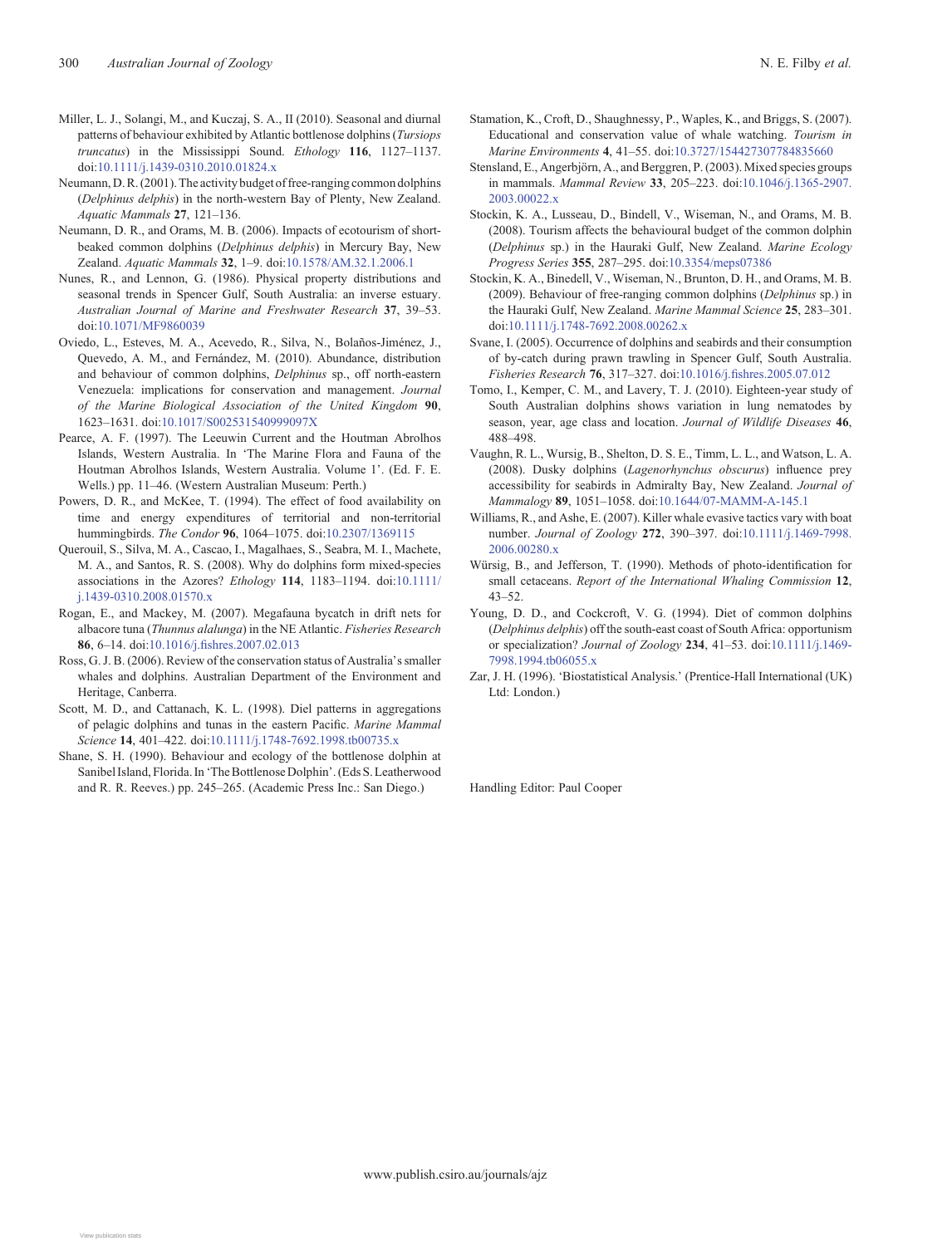Miller, L. J., Solangi, M., and Kuczaj, S. A., II (2010). Seasonal and diurnal patterns of behaviour exhibited by Atlantic bottlenose dolphins (*Tursiops truncatus*) in the Mississippi Sound. *Ethology* **116**, 1127–1137. doi:10.1111/j.1439-0310.2010.01824.x

Neumann, D. R. (2001). The activity budget of free-ranging common dolphins (*Delphinus delphis*) in the north-western Bay of Plenty, New Zealand. *Aquatic Mammals* **27**, 121–136.

Neumann, D. R., and Orams, M. B. (2006). Impacts of ecotourism of short-beaked common dolphins (*Delphinus delphis*) in Mercury Bay, New Zealand. *Aquatic Mammals* **32**, 1–9. doi:10.1578/AM.32.1.2006.1

Nunes, R., and Lennon, G. (1986). Physical property distributions and seasonal trends in Spencer Gulf, South Australia: an inverse estuary. *Australian Journal of Marine and Freshwater Research* **37**, 39–53. doi:10.1071/MF9860039

Oviedo, L., Esteves, M. A., Acevedo, R., Silva, N., Bolaños-Jiménez, J., Quevedo, A. M., and Fernández, M. (2010). Abundance, distribution and behaviour of common dolphins, *Delphinus* sp., off north-eastern Venezuela: implications for conservation and management. *Journal of the Marine Biological Association of the United Kingdom* **90**, 1623–1631. doi:10.1017/S002531540999097X

Pearce, A. F. (1997). The Leeuwin Current and the Houtman Abrolhos Islands, Western Australia. In 'The Marine Flora and Fauna of the Houtman Abrolhos Islands, Western Australia. Volume 1'. (Ed. F. E. Wells.) pp. 11–46. (Western Australian Museum: Perth.)

Powers, D. R., and McKee, T. (1994). The effect of food availability on time and energy expenditures of territorial and non-territorial hummingbirds. *The Condor* **96**, 1064–1075. doi:10.2307/1369115

Querouil, S., Silva, M. A., Cascao, I., Magalhaes, S., Seabra, M. I., Machete, M. A., and Santos, R. S. (2008). Why do dolphins form mixed-species associations in the Azores? *Ethology* **114**, 1183–1194. doi:10.1111/j.1439-0310.2008.01570.x

Rogan, E., and Mackey, M. (2007). Megafauna bycatch in drift nets for albacore tuna (*Thunnus alalunga*) in the NE Atlantic. *Fisheries Research* **86**, 6–14. doi:10.1016/j.fishres.2007.02.013

Ross, G. J. B. (2006). Review of the conservation status of Australia's smaller whales and dolphins. Australian Department of the Environment and Heritage, Canberra.

Scott, M. D., and Cattanach, K. L. (1998). Diel patterns in aggregations of pelagic dolphins and tunas in the eastern Pacific. *Marine Mammal Science* **14**, 401–422. doi:10.1111/j.1748-7692.1998.tb00735.x

Shane, S. H. (1990). Behaviour and ecology of the bottlenose dolphin at Sanibel Island, Florida. In 'The Bottlenose Dolphin'. (Eds S. Leatherwood and R. R. Reeves.) pp. 245–265. (Academic Press Inc.: San Diego.)

Stamation, K., Croft, D., Shaughnessy, P., Waples, K., and Briggs, S. (2007). Educational and conservation value of whale watching. *Tourism in Marine Environments* **4**, 41–55. doi:10.3727/154427307784835660

Stensland, E., Angerbjörn, A., and Berggren, P. (2003). Mixed species groups in mammals. *Mammal Review* **33**, 205–223. doi:10.1046/j.1365-2907.2003.00022.x

Stockin, K. A., Lusseau, D., Bindell, V., Wiseman, N., and Orams, M. B. (2008). Tourism affects the behavioural budget of the common dolphin (*Delphinus* sp.) in the Hauraki Gulf, New Zealand. *Marine Ecology Progress Series* **355**, 287–295. doi:10.3354/meps07386

Stockin, K. A., Binedell, V., Wiseman, N., Brunton, D. H., and Orams, M. B. (2009). Behaviour of free-ranging common dolphins (*Delphinus* sp.) in the Hauraki Gulf, New Zealand. *Marine Mammal Science* **25**, 283–301. doi:10.1111/j.1748-7692.2008.00262.x

Svane, I. (2005). Occurrence of dolphins and seabirds and their consumption of by-catch during prawn trawling in Spencer Gulf, South Australia. *Fisheries Research* **76**, 317–327. doi:10.1016/j.fishres.2005.07.012

Tomo, I., Kemper, C. M., and Lavery, T. J. (2010). Eighteen-year study of South Australian dolphins shows variation in lung nematodes by season, year, age class and location. *Journal of Wildlife Diseases* **46**, 488–498.

Vaughn, R. L., Wursig, B., Shelton, D. S. E., Timm, L. L., and Watson, L. A. (2008). Dusky dolphins (*Lagenorhynchus obscurus*) influence prey accessibility for seabirds in Admiralty Bay, New Zealand. *Journal of Mammalogy* **89**, 1051–1058. doi:10.1644/07-MAMM-A-145.1

Williams, R., and Ashe, E. (2007). Killer whale evasive tactics vary with boat number. *Journal of Zoology* **272**, 390–397. doi:10.1111/j.1469-7998.2006.00280.x

Würsig, B., and Jefferson, T. (1990). Methods of photo-identification for small cetaceans. *Report of the International Whaling Commission* **12**, 43–52.

Young, D. D., and Cockcroft, V. G. (1994). Diet of common dolphins (*Delphinus delphis*) off the south-east coast of South Africa: opportunism or specialization? *Journal of Zoology* **234**, 41–53. doi:10.1111/j.1469-7998.1994.tb06055.x

Zar, J. H. (1996). 'Biostatistical Analysis.' (Prentice-Hall International (UK) Ltd: London.)

Handling Editor: Paul Cooper